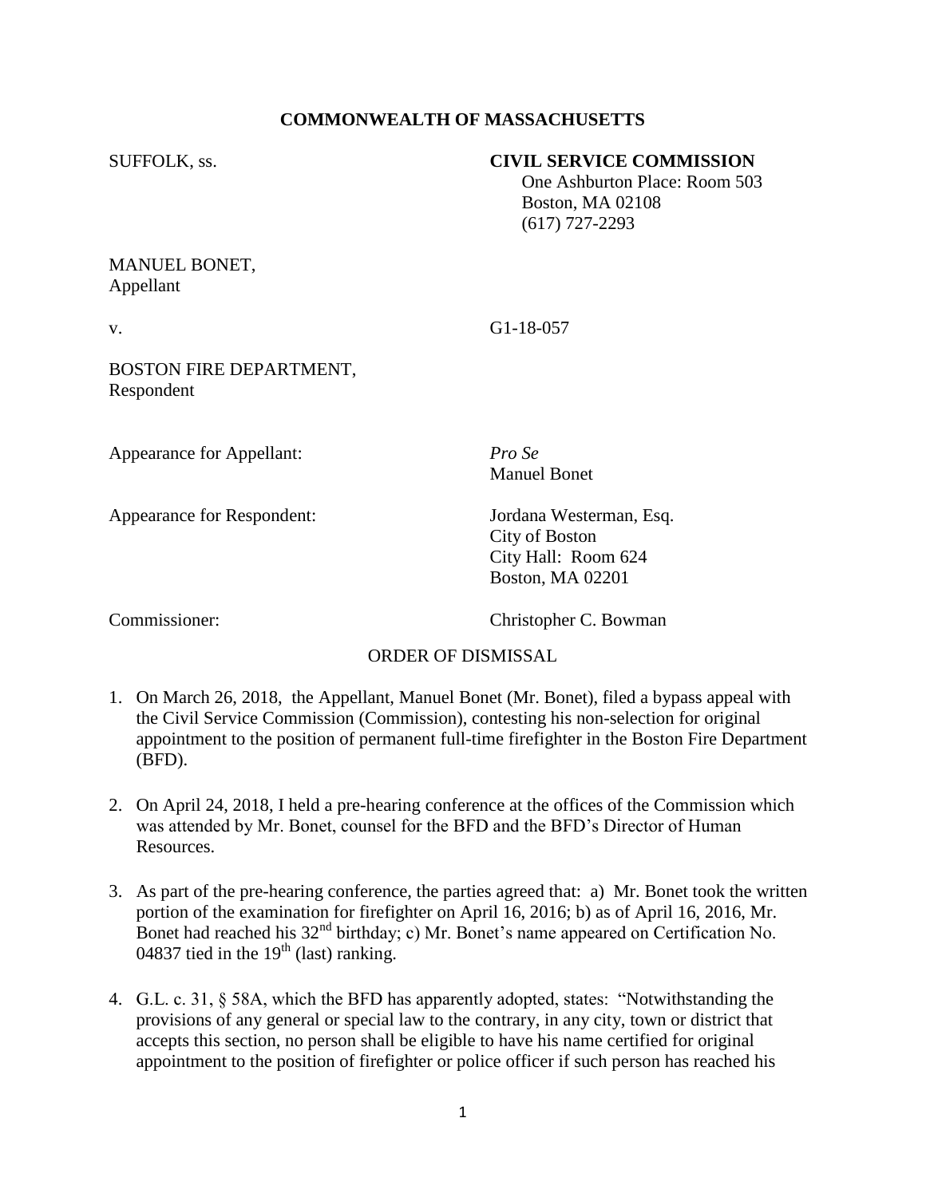**COMMONWEALTH OF MASSACHUSETTS**

SUFFOLK, ss.

**CIVIL SERVICE COMMISSION**
One Ashburton Place: Room 503
Boston, MA 02108
(617) 727-2293

MANUEL BONET,
Appellant

v.

G1-18-057

BOSTON FIRE DEPARTMENT,
Respondent

Appearance for Appellant: *Pro Se*
Manuel Bonet

Appearance for Respondent: Jordana Westerman, Esq.
City of Boston
City Hall: Room 624
Boston, MA 02201

Commissioner: Christopher C. Bowman

ORDER OF DISMISSAL

1. On March 26, 2018, the Appellant, Manuel Bonet (Mr. Bonet), filed a bypass appeal with the Civil Service Commission (Commission), contesting his non-selection for original appointment to the position of permanent full-time firefighter in the Boston Fire Department (BFD).

2. On April 24, 2018, I held a pre-hearing conference at the offices of the Commission which was attended by Mr. Bonet, counsel for the BFD and the BFD's Director of Human Resources.

3. As part of the pre-hearing conference, the parties agreed that: a) Mr. Bonet took the written portion of the examination for firefighter on April 16, 2016; b) as of April 16, 2016, Mr. Bonet had reached his 32nd birthday; c) Mr. Bonet's name appeared on Certification No. 04837 tied in the 19th (last) ranking.

4. G.L. c. 31, § 58A, which the BFD has apparently adopted, states: "Notwithstanding the provisions of any general or special law to the contrary, in any city, town or district that accepts this section, no person shall be eligible to have his name certified for original appointment to the position of firefighter or police officer if such person has reached his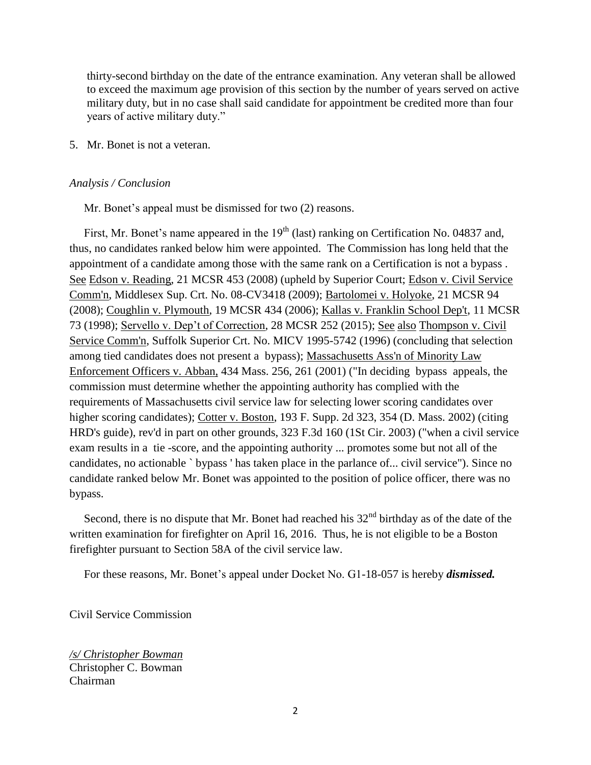thirty-second birthday on the date of the entrance examination. Any veteran shall be allowed to exceed the maximum age provision of this section by the number of years served on active military duty, but in no case shall said candidate for appointment be credited more than four years of active military duty."

5. Mr. Bonet is not a veteran.

*Analysis / Conclusion*

Mr. Bonet's appeal must be dismissed for two (2) reasons.

First, Mr. Bonet's name appeared in the 19th (last) ranking on Certification No. 04837 and, thus, no candidates ranked below him were appointed. The Commission has long held that the appointment of a candidate among those with the same rank on a Certification is not a bypass . See Edson v. Reading, 21 MCSR 453 (2008) (upheld by Superior Court; Edson v. Civil Service Comm'n, Middlesex Sup. Crt. No. 08-CV3418 (2009); Bartolomei v. Holyoke, 21 MCSR 94 (2008); Coughlin v. Plymouth, 19 MCSR 434 (2006); Kallas v. Franklin School Dep't, 11 MCSR 73 (1998); Servello v. Dep't of Correction, 28 MCSR 252 (2015); See also Thompson v. Civil Service Comm'n, Suffolk Superior Crt. No. MICV 1995-5742 (1996) (concluding that selection among tied candidates does not present a bypass); Massachusetts Ass'n of Minority Law Enforcement Officers v. Abban, 434 Mass. 256, 261 (2001) ("In deciding bypass appeals, the commission must determine whether the appointing authority has complied with the requirements of Massachusetts civil service law for selecting lower scoring candidates over higher scoring candidates); Cotter v. Boston, 193 F. Supp. 2d 323, 354 (D. Mass. 2002) (citing HRD's guide), rev'd in part on other grounds, 323 F.3d 160 (1St Cir. 2003) ("when a civil service exam results in a tie -score, and the appointing authority ... promotes some but not all of the candidates, no actionable ` bypass ' has taken place in the parlance of... civil service"). Since no candidate ranked below Mr. Bonet was appointed to the position of police officer, there was no bypass.

Second, there is no dispute that Mr. Bonet had reached his 32nd birthday as of the date of the written examination for firefighter on April 16, 2016. Thus, he is not eligible to be a Boston firefighter pursuant to Section 58A of the civil service law.

For these reasons, Mr. Bonet's appeal under Docket No. G1-18-057 is hereby ***dismissed.***

Civil Service Commission

*/s/ Christopher Bowman*
Christopher C. Bowman
Chairman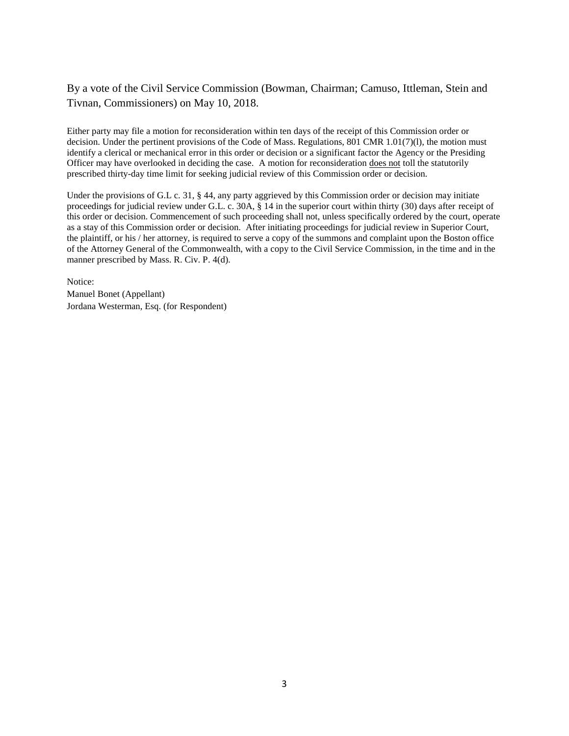By a vote of the Civil Service Commission (Bowman, Chairman; Camuso, Ittleman, Stein and Tivnan, Commissioners) on May 10, 2018.

Either party may file a motion for reconsideration within ten days of the receipt of this Commission order or decision. Under the pertinent provisions of the Code of Mass. Regulations, 801 CMR 1.01(7)(l), the motion must identify a clerical or mechanical error in this order or decision or a significant factor the Agency or the Presiding Officer may have overlooked in deciding the case. A motion for reconsideration does not toll the statutorily prescribed thirty-day time limit for seeking judicial review of this Commission order or decision.

Under the provisions of G.L c. 31, § 44, any party aggrieved by this Commission order or decision may initiate proceedings for judicial review under G.L. c. 30A, § 14 in the superior court within thirty (30) days after receipt of this order or decision. Commencement of such proceeding shall not, unless specifically ordered by the court, operate as a stay of this Commission order or decision. After initiating proceedings for judicial review in Superior Court, the plaintiff, or his / her attorney, is required to serve a copy of the summons and complaint upon the Boston office of the Attorney General of the Commonwealth, with a copy to the Civil Service Commission, in the time and in the manner prescribed by Mass. R. Civ. P. 4(d).

Notice:
Manuel Bonet (Appellant)
Jordana Westerman, Esq. (for Respondent)